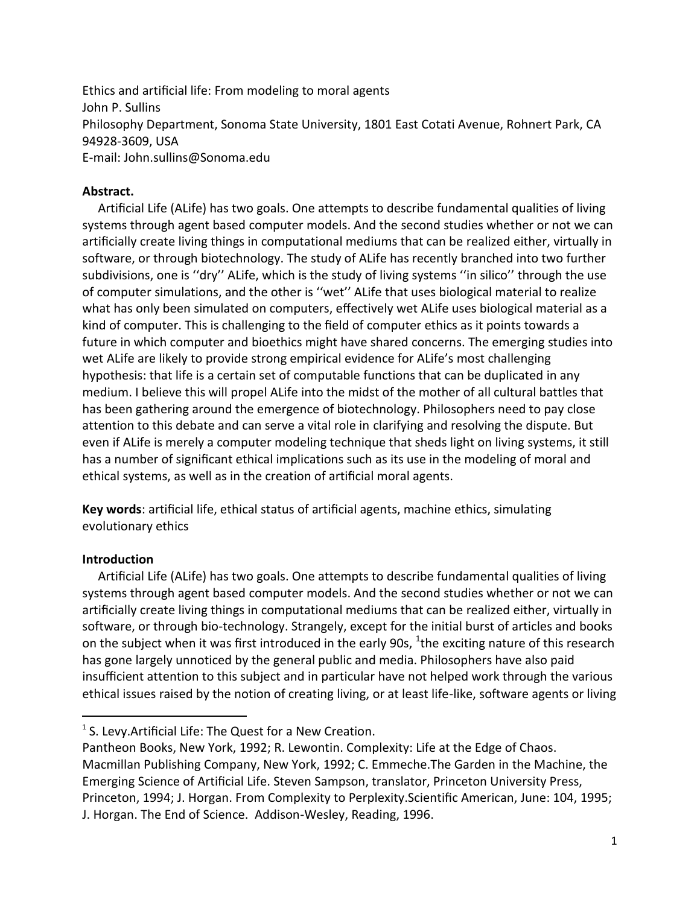Ethics and artificial life: From modeling to moral agents
John P. Sullins
Philosophy Department, Sonoma State University, 1801 East Cotati Avenue, Rohnert Park, CA 94928-3609, USA
E-mail: John.sullins@Sonoma.edu

**Abstract.**

Artificial Life (ALife) has two goals. One attempts to describe fundamental qualities of living systems through agent based computer models. And the second studies whether or not we can artificially create living things in computational mediums that can be realized either, virtually in software, or through biotechnology. The study of ALife has recently branched into two further subdivisions, one is ''dry'' ALife, which is the study of living systems ''in silico'' through the use of computer simulations, and the other is ''wet'' ALife that uses biological material to realize what has only been simulated on computers, effectively wet ALife uses biological material as a kind of computer. This is challenging to the field of computer ethics as it points towards a future in which computer and bioethics might have shared concerns. The emerging studies into wet ALife are likely to provide strong empirical evidence for ALife's most challenging hypothesis: that life is a certain set of computable functions that can be duplicated in any medium. I believe this will propel ALife into the midst of the mother of all cultural battles that has been gathering around the emergence of biotechnology. Philosophers need to pay close attention to this debate and can serve a vital role in clarifying and resolving the dispute. But even if ALife is merely a computer modeling technique that sheds light on living systems, it still has a number of significant ethical implications such as its use in the modeling of moral and ethical systems, as well as in the creation of artificial moral agents.

**Key words**: artificial life, ethical status of artificial agents, machine ethics, simulating evolutionary ethics

**Introduction**

Artificial Life (ALife) has two goals. One attempts to describe fundamental qualities of living systems through agent based computer models. And the second studies whether or not we can artificially create living things in computational mediums that can be realized either, virtually in software, or through bio-technology. Strangely, except for the initial burst of articles and books on the subject when it was first introduced in the early 90s, [1]the exciting nature of this research has gone largely unnoticed by the general public and media. Philosophers have also paid insufficient attention to this subject and in particular have not helped work through the various ethical issues raised by the notion of creating living, or at least life-like, software agents or living

[1] S. Levy.Artificial Life: The Quest for a New Creation. Pantheon Books, New York, 1992; R. Lewontin. Complexity: Life at the Edge of Chaos. Macmillan Publishing Company, New York, 1992; C. Emmeche.The Garden in the Machine, the Emerging Science of Artificial Life. Steven Sampson, translator, Princeton University Press, Princeton, 1994; J. Horgan. From Complexity to Perplexity.Scientific American, June: 104, 1995; J. Horgan. The End of Science. Addison-Wesley, Reading, 1996.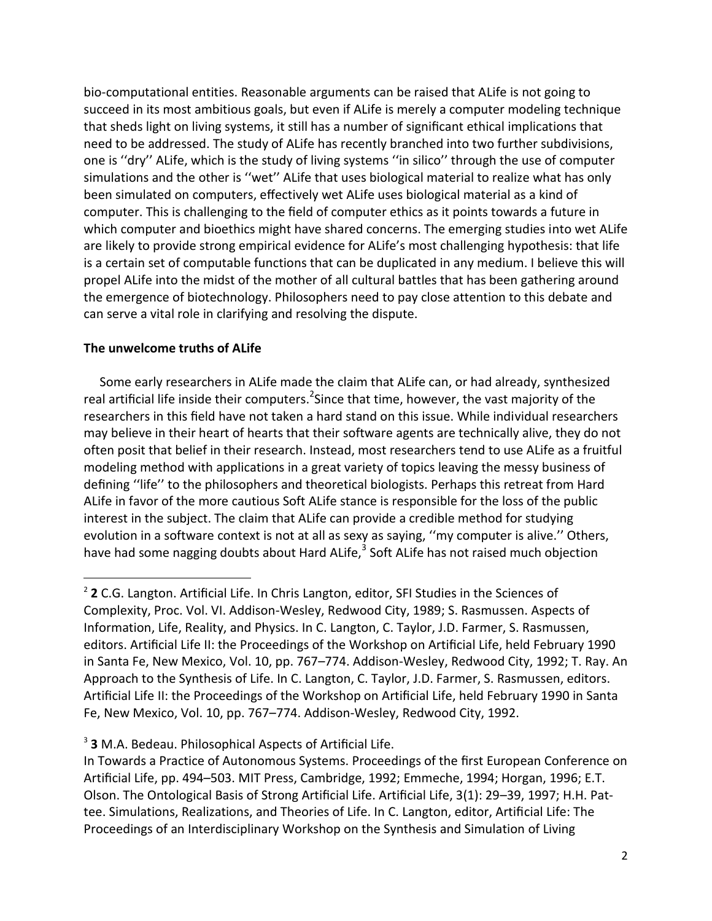bio-computational entities. Reasonable arguments can be raised that ALife is not going to succeed in its most ambitious goals, but even if ALife is merely a computer modeling technique that sheds light on living systems, it still has a number of significant ethical implications that need to be addressed. The study of ALife has recently branched into two further subdivisions, one is ''dry'' ALife, which is the study of living systems ''in silico'' through the use of computer simulations and the other is ''wet'' ALife that uses biological material to realize what has only been simulated on computers, effectively wet ALife uses biological material as a kind of computer. This is challenging to the field of computer ethics as it points towards a future in which computer and bioethics might have shared concerns. The emerging studies into wet ALife are likely to provide strong empirical evidence for ALife's most challenging hypothesis: that life is a certain set of computable functions that can be duplicated in any medium. I believe this will propel ALife into the midst of the mother of all cultural battles that has been gathering around the emergence of biotechnology. Philosophers need to pay close attention to this debate and can serve a vital role in clarifying and resolving the dispute.

**The unwelcome truths of ALife**

Some early researchers in ALife made the claim that ALife can, or had already, synthesized real artificial life inside their computers.[2] Since that time, however, the vast majority of the researchers in this field have not taken a hard stand on this issue. While individual researchers may believe in their heart of hearts that their software agents are technically alive, they do not often posit that belief in their research. Instead, most researchers tend to use ALife as a fruitful modeling method with applications in a great variety of topics leaving the messy business of defining ''life'' to the philosophers and theoretical biologists. Perhaps this retreat from Hard ALife in favor of the more cautious Soft ALife stance is responsible for the loss of the public interest in the subject. The claim that ALife can provide a credible method for studying evolution in a software context is not at all as sexy as saying, ''my computer is alive.'' Others, have had some nagging doubts about Hard ALife,[3] Soft ALife has not raised much objection

---

[2] **2** C.G. Langton. Artificial Life. In Chris Langton, editor, SFI Studies in the Sciences of Complexity, Proc. Vol. VI. Addison-Wesley, Redwood City, 1989; S. Rasmussen. Aspects of Information, Life, Reality, and Physics. In C. Langton, C. Taylor, J.D. Farmer, S. Rasmussen, editors. Artificial Life II: the Proceedings of the Workshop on Artificial Life, held February 1990 in Santa Fe, New Mexico, Vol. 10, pp. 767–774. Addison-Wesley, Redwood City, 1992; T. Ray. An Approach to the Synthesis of Life. In C. Langton, C. Taylor, J.D. Farmer, S. Rasmussen, editors. Artificial Life II: the Proceedings of the Workshop on Artificial Life, held February 1990 in Santa Fe, New Mexico, Vol. 10, pp. 767–774. Addison-Wesley, Redwood City, 1992.

[3] **3** M.A. Bedeau. Philosophical Aspects of Artificial Life.
In Towards a Practice of Autonomous Systems. Proceedings of the first European Conference on Artificial Life, pp. 494–503. MIT Press, Cambridge, 1992; Emmeche, 1994; Horgan, 1996; E.T. Olson. The Ontological Basis of Strong Artificial Life. Artificial Life, 3(1): 29–39, 1997; H.H. Pattee. Simulations, Realizations, and Theories of Life. In C. Langton, editor, Artificial Life: The Proceedings of an Interdisciplinary Workshop on the Synthesis and Simulation of Living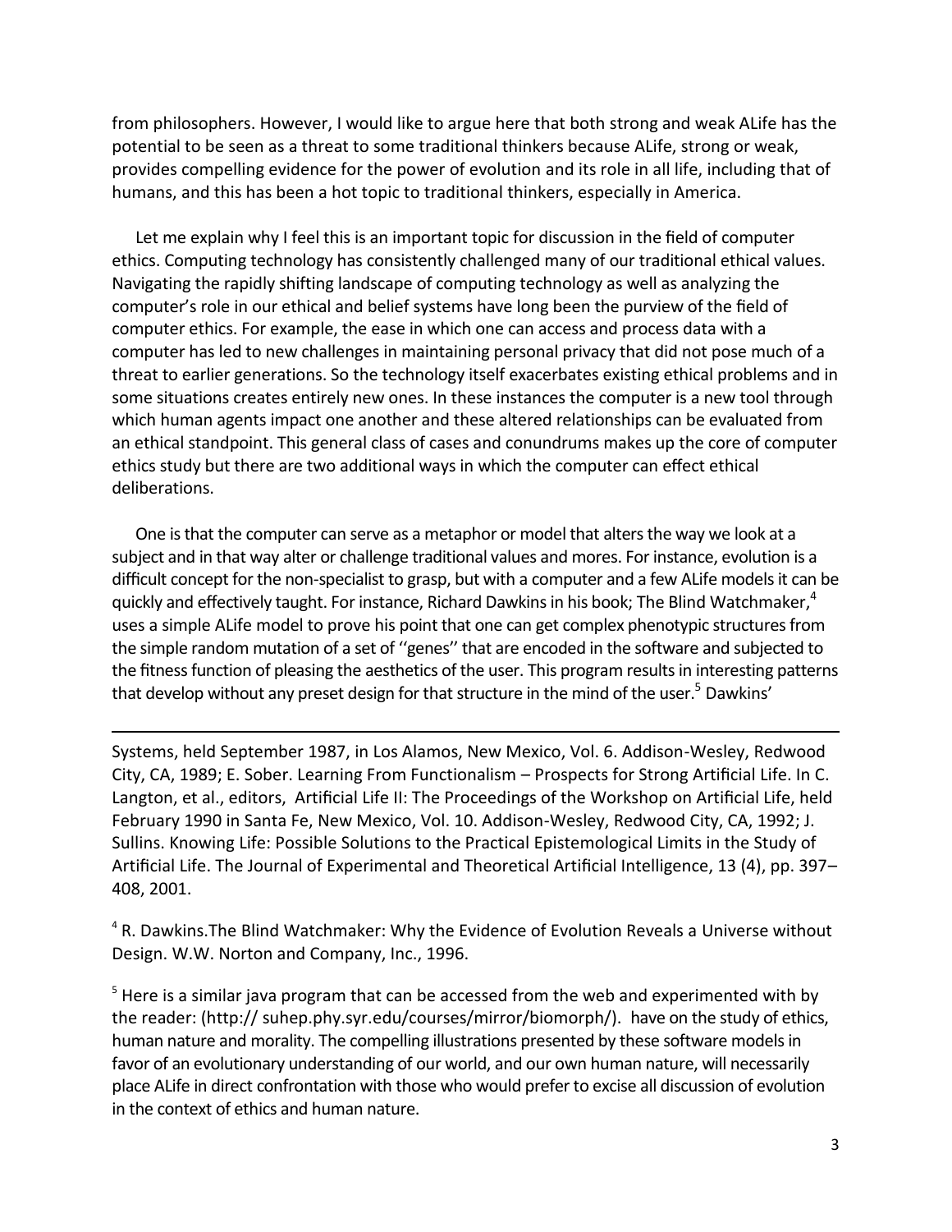from philosophers. However, I would like to argue here that both strong and weak ALife has the potential to be seen as a threat to some traditional thinkers because ALife, strong or weak, provides compelling evidence for the power of evolution and its role in all life, including that of humans, and this has been a hot topic to traditional thinkers, especially in America.

Let me explain why I feel this is an important topic for discussion in the field of computer ethics. Computing technology has consistently challenged many of our traditional ethical values. Navigating the rapidly shifting landscape of computing technology as well as analyzing the computer's role in our ethical and belief systems have long been the purview of the field of computer ethics. For example, the ease in which one can access and process data with a computer has led to new challenges in maintaining personal privacy that did not pose much of a threat to earlier generations. So the technology itself exacerbates existing ethical problems and in some situations creates entirely new ones. In these instances the computer is a new tool through which human agents impact one another and these altered relationships can be evaluated from an ethical standpoint. This general class of cases and conundrums makes up the core of computer ethics study but there are two additional ways in which the computer can effect ethical deliberations.

One is that the computer can serve as a metaphor or model that alters the way we look at a subject and in that way alter or challenge traditional values and mores. For instance, evolution is a difficult concept for the non-specialist to grasp, but with a computer and a few ALife models it can be quickly and effectively taught. For instance, Richard Dawkins in his book; The Blind Watchmaker,[4] uses a simple ALife model to prove his point that one can get complex phenotypic structures from the simple random mutation of a set of ''genes'' that are encoded in the software and subjected to the fitness function of pleasing the aesthetics of the user. This program results in interesting patterns that develop without any preset design for that structure in the mind of the user.[5] Dawkins' have on the study of ethics, human nature and morality. The compelling illustrations presented by these software models in favor of an evolutionary understanding of our world, and our own human nature, will necessarily place ALife in direct confrontation with those who would prefer to excise all discussion of evolution in the context of ethics and human nature.

---

Systems, held September 1987, in Los Alamos, New Mexico, Vol. 6. Addison-Wesley, Redwood City, CA, 1989; E. Sober. Learning From Functionalism – Prospects for Strong Artificial Life. In C. Langton, et al., editors, Artificial Life II: The Proceedings of the Workshop on Artificial Life, held February 1990 in Santa Fe, New Mexico, Vol. 10. Addison-Wesley, Redwood City, CA, 1992; J. Sullins. Knowing Life: Possible Solutions to the Practical Epistemological Limits in the Study of Artificial Life. The Journal of Experimental and Theoretical Artificial Intelligence, 13 (4), pp. 397–408, 2001.

[4] R. Dawkins.The Blind Watchmaker: Why the Evidence of Evolution Reveals a Universe without Design. W.W. Norton and Company, Inc., 1996.

[5] Here is a similar java program that can be accessed from the web and experimented with by the reader: (http:// suhep.phy.syr.edu/courses/mirror/biomorph/).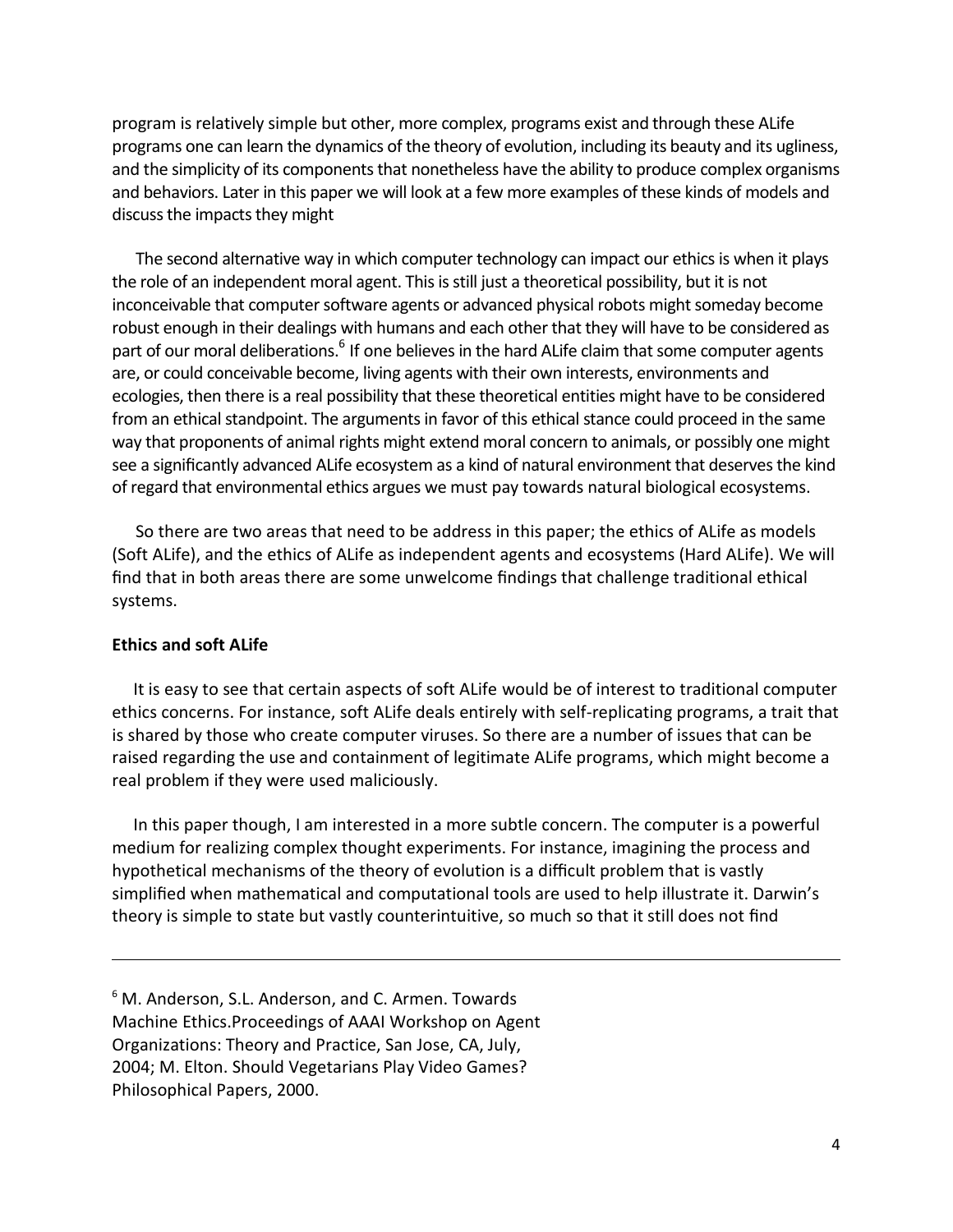program is relatively simple but other, more complex, programs exist and through these ALife programs one can learn the dynamics of the theory of evolution, including its beauty and its ugliness, and the simplicity of its components that nonetheless have the ability to produce complex organisms and behaviors. Later in this paper we will look at a few more examples of these kinds of models and discuss the impacts they might

The second alternative way in which computer technology can impact our ethics is when it plays the role of an independent moral agent. This is still just a theoretical possibility, but it is not inconceivable that computer software agents or advanced physical robots might someday become robust enough in their dealings with humans and each other that they will have to be considered as part of our moral deliberations.[6] If one believes in the hard ALife claim that some computer agents are, or could conceivable become, living agents with their own interests, environments and ecologies, then there is a real possibility that these theoretical entities might have to be considered from an ethical standpoint. The arguments in favor of this ethical stance could proceed in the same way that proponents of animal rights might extend moral concern to animals, or possibly one might see a significantly advanced ALife ecosystem as a kind of natural environment that deserves the kind of regard that environmental ethics argues we must pay towards natural biological ecosystems.

So there are two areas that need to be address in this paper; the ethics of ALife as models (Soft ALife), and the ethics of ALife as independent agents and ecosystems (Hard ALife). We will find that in both areas there are some unwelcome findings that challenge traditional ethical systems.

**Ethics and soft ALife**

It is easy to see that certain aspects of soft ALife would be of interest to traditional computer ethics concerns. For instance, soft ALife deals entirely with self-replicating programs, a trait that is shared by those who create computer viruses. So there are a number of issues that can be raised regarding the use and containment of legitimate ALife programs, which might become a real problem if they were used maliciously.

In this paper though, I am interested in a more subtle concern. The computer is a powerful medium for realizing complex thought experiments. For instance, imagining the process and hypothetical mechanisms of the theory of evolution is a difficult problem that is vastly simplified when mathematical and computational tools are used to help illustrate it. Darwin's theory is simple to state but vastly counterintuitive, so much so that it still does not find

---

[6] M. Anderson, S.L. Anderson, and C. Armen. Towards Machine Ethics.Proceedings of AAAI Workshop on Agent Organizations: Theory and Practice, San Jose, CA, July, 2004; M. Elton. Should Vegetarians Play Video Games? Philosophical Papers, 2000.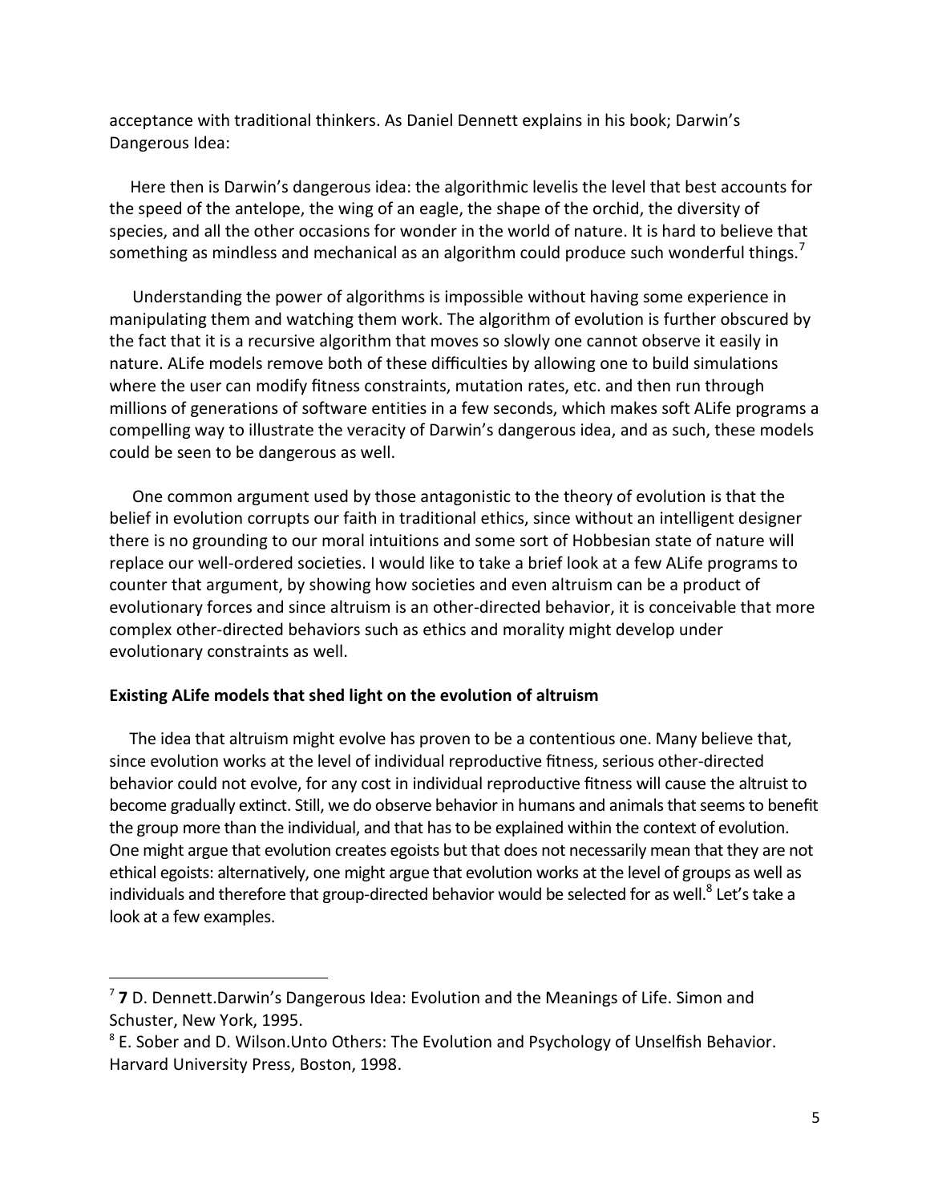acceptance with traditional thinkers. As Daniel Dennett explains in his book; Darwin's Dangerous Idea:

> Here then is Darwin's dangerous idea: the algorithmic levelis the level that best accounts for the speed of the antelope, the wing of an eagle, the shape of the orchid, the diversity of species, and all the other occasions for wonder in the world of nature. It is hard to believe that something as mindless and mechanical as an algorithm could produce such wonderful things.[7]

Understanding the power of algorithms is impossible without having some experience in manipulating them and watching them work. The algorithm of evolution is further obscured by the fact that it is a recursive algorithm that moves so slowly one cannot observe it easily in nature. ALife models remove both of these difficulties by allowing one to build simulations where the user can modify fitness constraints, mutation rates, etc. and then run through millions of generations of software entities in a few seconds, which makes soft ALife programs a compelling way to illustrate the veracity of Darwin's dangerous idea, and as such, these models could be seen to be dangerous as well.

One common argument used by those antagonistic to the theory of evolution is that the belief in evolution corrupts our faith in traditional ethics, since without an intelligent designer there is no grounding to our moral intuitions and some sort of Hobbesian state of nature will replace our well-ordered societies. I would like to take a brief look at a few ALife programs to counter that argument, by showing how societies and even altruism can be a product of evolutionary forces and since altruism is an other-directed behavior, it is conceivable that more complex other-directed behaviors such as ethics and morality might develop under evolutionary constraints as well.

**Existing ALife models that shed light on the evolution of altruism**

The idea that altruism might evolve has proven to be a contentious one. Many believe that, since evolution works at the level of individual reproductive fitness, serious other-directed behavior could not evolve, for any cost in individual reproductive fitness will cause the altruist to become gradually extinct. Still, we do observe behavior in humans and animals that seems to benefit the group more than the individual, and that has to be explained within the context of evolution. One might argue that evolution creates egoists but that does not necessarily mean that they are not ethical egoists: alternatively, one might argue that evolution works at the level of groups as well as individuals and therefore that group-directed behavior would be selected for as well.[8] Let's take a look at a few examples.

---

[7] **7** D. Dennett.Darwin's Dangerous Idea: Evolution and the Meanings of Life. Simon and Schuster, New York, 1995.

[8] E. Sober and D. Wilson.Unto Others: The Evolution and Psychology of Unselfish Behavior. Harvard University Press, Boston, 1998.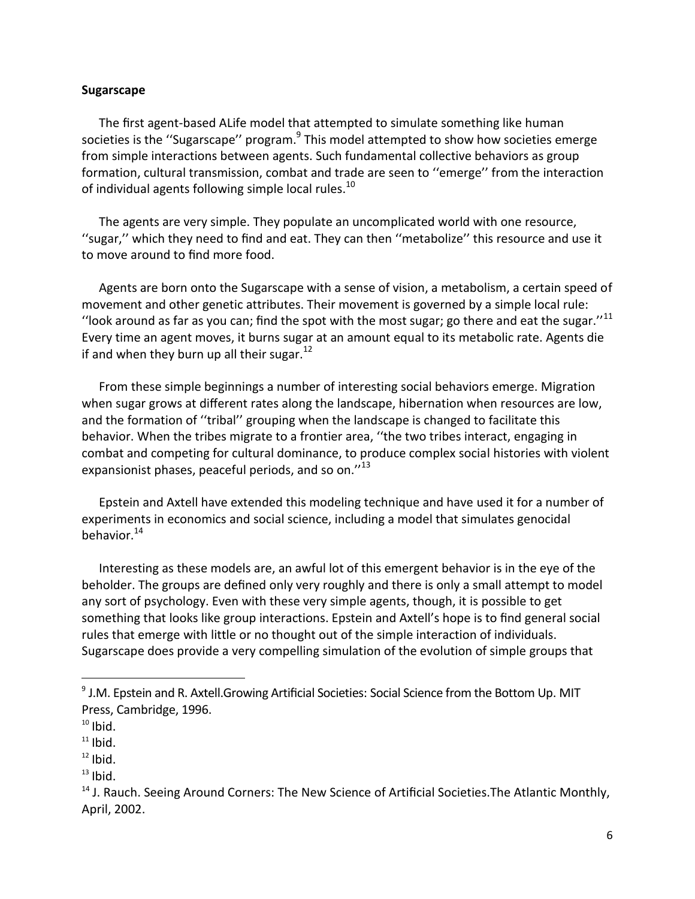**Sugarscape**

The first agent-based ALife model that attempted to simulate something like human societies is the ''Sugarscape'' program.[9] This model attempted to show how societies emerge from simple interactions between agents. Such fundamental collective behaviors as group formation, cultural transmission, combat and trade are seen to ''emerge'' from the interaction of individual agents following simple local rules.[10]

The agents are very simple. They populate an uncomplicated world with one resource, ''sugar,'' which they need to find and eat. They can then ''metabolize'' this resource and use it to move around to find more food.

Agents are born onto the Sugarscape with a sense of vision, a metabolism, a certain speed of movement and other genetic attributes. Their movement is governed by a simple local rule: ''look around as far as you can; find the spot with the most sugar; go there and eat the sugar.''[11] Every time an agent moves, it burns sugar at an amount equal to its metabolic rate. Agents die if and when they burn up all their sugar.[12]

From these simple beginnings a number of interesting social behaviors emerge. Migration when sugar grows at different rates along the landscape, hibernation when resources are low, and the formation of ''tribal'' grouping when the landscape is changed to facilitate this behavior. When the tribes migrate to a frontier area, ''the two tribes interact, engaging in combat and competing for cultural dominance, to produce complex social histories with violent expansionist phases, peaceful periods, and so on.''[13]

Epstein and Axtell have extended this modeling technique and have used it for a number of experiments in economics and social science, including a model that simulates genocidal behavior.[14]

Interesting as these models are, an awful lot of this emergent behavior is in the eye of the beholder. The groups are defined only very roughly and there is only a small attempt to model any sort of psychology. Even with these very simple agents, though, it is possible to get something that looks like group interactions. Epstein and Axtell's hope is to find general social rules that emerge with little or no thought out of the simple interaction of individuals. Sugarscape does provide a very compelling simulation of the evolution of simple groups that

---

[9] J.M. Epstein and R. Axtell.Growing Artificial Societies: Social Science from the Bottom Up. MIT Press, Cambridge, 1996.

[10] Ibid.

[11] Ibid.

[12] Ibid.

[13] Ibid.

[14] J. Rauch. Seeing Around Corners: The New Science of Artificial Societies.The Atlantic Monthly, April, 2002.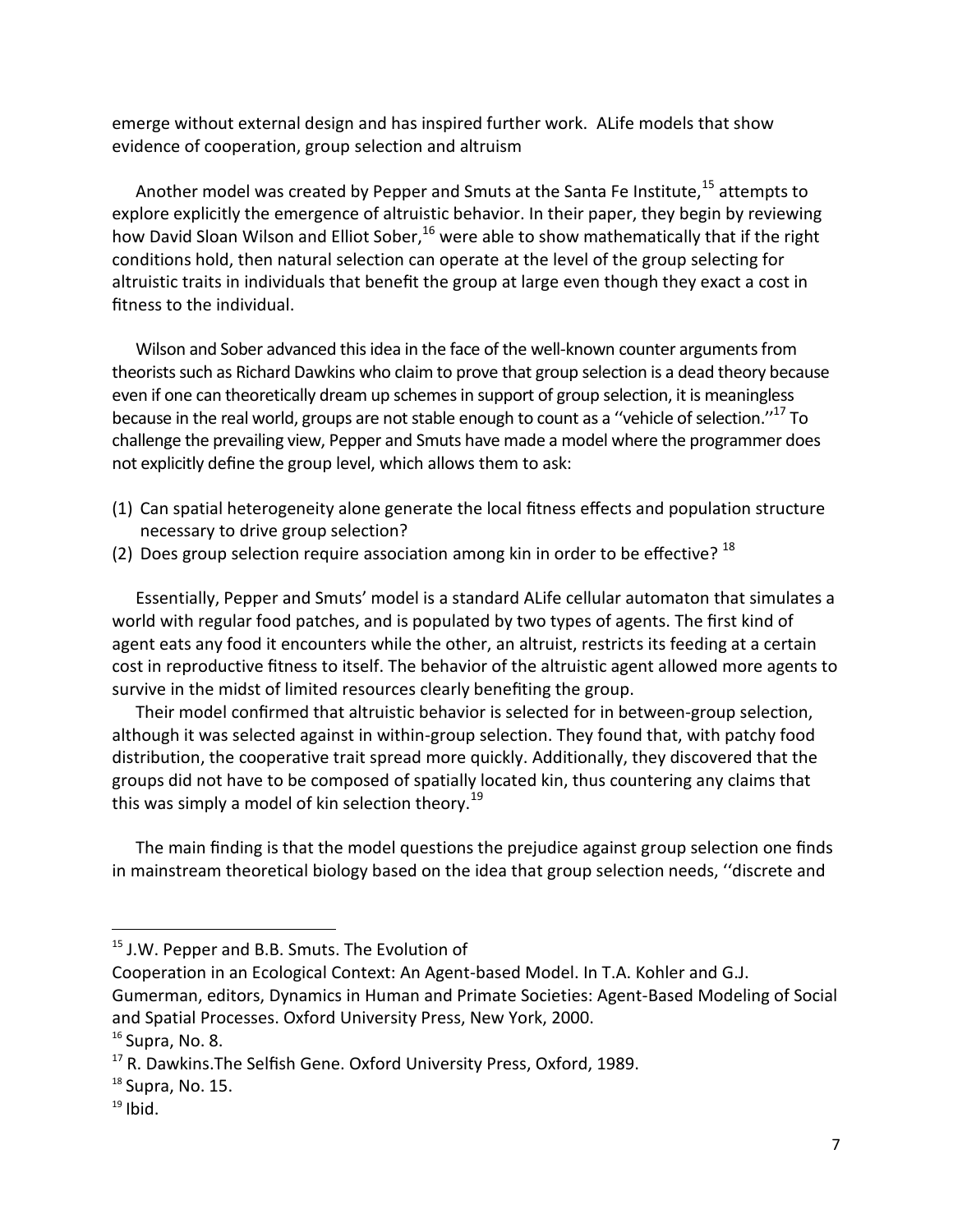emerge without external design and has inspired further work. ALife models that show evidence of cooperation, group selection and altruism

Another model was created by Pepper and Smuts at the Santa Fe Institute,[15] attempts to explore explicitly the emergence of altruistic behavior. In their paper, they begin by reviewing how David Sloan Wilson and Elliot Sober,[16] were able to show mathematically that if the right conditions hold, then natural selection can operate at the level of the group selecting for altruistic traits in individuals that benefit the group at large even though they exact a cost in fitness to the individual.

Wilson and Sober advanced this idea in the face of the well-known counter arguments from theorists such as Richard Dawkins who claim to prove that group selection is a dead theory because even if one can theoretically dream up schemes in support of group selection, it is meaningless because in the real world, groups are not stable enough to count as a ''vehicle of selection.''[17] To challenge the prevailing view, Pepper and Smuts have made a model where the programmer does not explicitly define the group level, which allows them to ask:

(1) Can spatial heterogeneity alone generate the local fitness effects and population structure necessary to drive group selection?
(2) Does group selection require association among kin in order to be effective? [18]

Essentially, Pepper and Smuts' model is a standard ALife cellular automaton that simulates a world with regular food patches, and is populated by two types of agents. The first kind of agent eats any food it encounters while the other, an altruist, restricts its feeding at a certain cost in reproductive fitness to itself. The behavior of the altruistic agent allowed more agents to survive in the midst of limited resources clearly benefiting the group.

Their model confirmed that altruistic behavior is selected for in between-group selection, although it was selected against in within-group selection. They found that, with patchy food distribution, the cooperative trait spread more quickly. Additionally, they discovered that the groups did not have to be composed of spatially located kin, thus countering any claims that this was simply a model of kin selection theory.[19]

The main finding is that the model questions the prejudice against group selection one finds in mainstream theoretical biology based on the idea that group selection needs, ''discrete and

---

[15] J.W. Pepper and B.B. Smuts. The Evolution of Cooperation in an Ecological Context: An Agent-based Model. In T.A. Kohler and G.J. Gumerman, editors, Dynamics in Human and Primate Societies: Agent-Based Modeling of Social and Spatial Processes. Oxford University Press, New York, 2000.

[16] Supra, No. 8.

[17] R. Dawkins.The Selfish Gene. Oxford University Press, Oxford, 1989.

[18] Supra, No. 15.

[19] Ibid.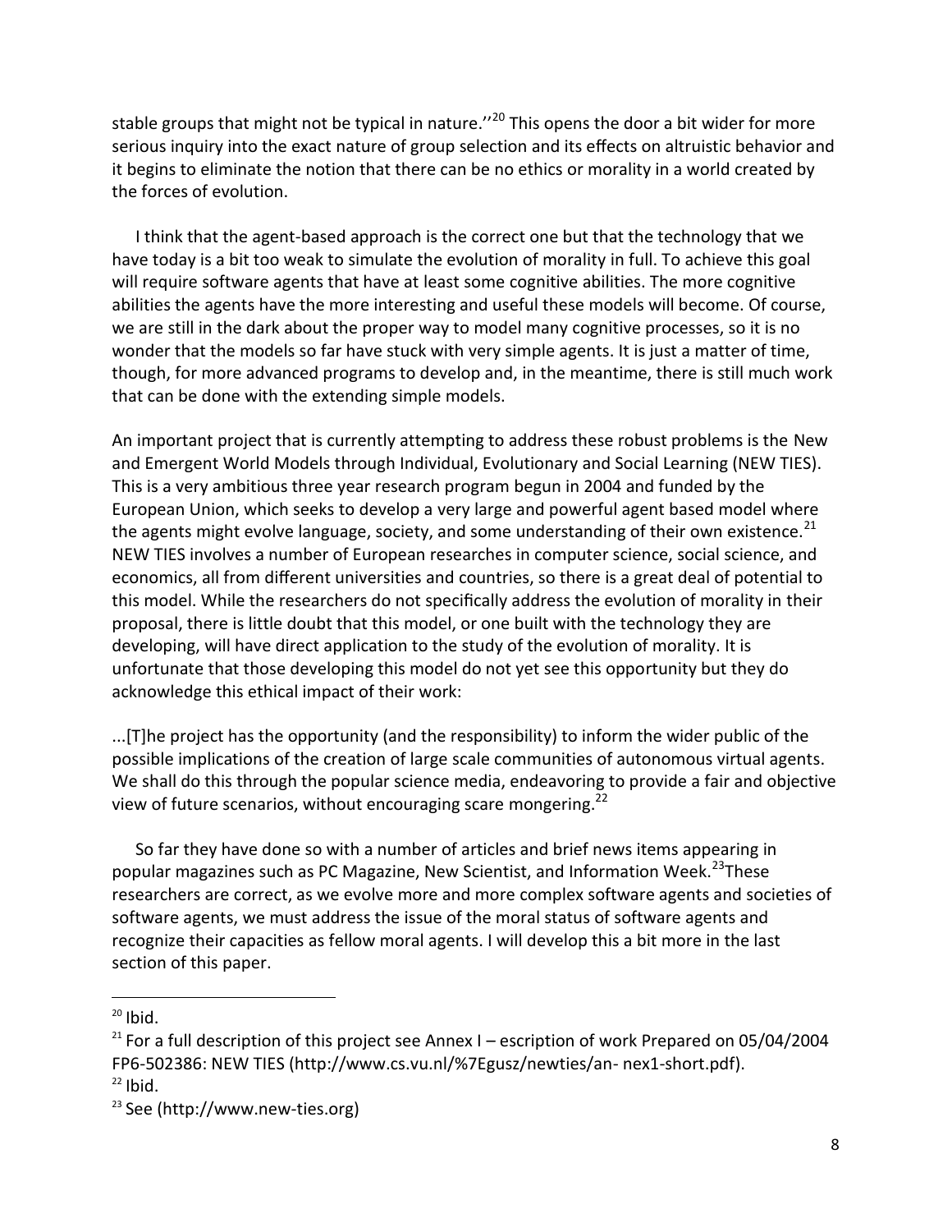stable groups that might not be typical in nature.''[20] This opens the door a bit wider for more serious inquiry into the exact nature of group selection and its effects on altruistic behavior and it begins to eliminate the notion that there can be no ethics or morality in a world created by the forces of evolution.

I think that the agent-based approach is the correct one but that the technology that we have today is a bit too weak to simulate the evolution of morality in full. To achieve this goal will require software agents that have at least some cognitive abilities. The more cognitive abilities the agents have the more interesting and useful these models will become. Of course, we are still in the dark about the proper way to model many cognitive processes, so it is no wonder that the models so far have stuck with very simple agents. It is just a matter of time, though, for more advanced programs to develop and, in the meantime, there is still much work that can be done with the extending simple models.

An important project that is currently attempting to address these robust problems is the New and Emergent World Models through Individual, Evolutionary and Social Learning (NEW TIES). This is a very ambitious three year research program begun in 2004 and funded by the European Union, which seeks to develop a very large and powerful agent based model where the agents might evolve language, society, and some understanding of their own existence.[21] NEW TIES involves a number of European researches in computer science, social science, and economics, all from different universities and countries, so there is a great deal of potential to this model. While the researchers do not specifically address the evolution of morality in their proposal, there is little doubt that this model, or one built with the technology they are developing, will have direct application to the study of the evolution of morality. It is unfortunate that those developing this model do not yet see this opportunity but they do acknowledge this ethical impact of their work:

...[T]he project has the opportunity (and the responsibility) to inform the wider public of the possible implications of the creation of large scale communities of autonomous virtual agents. We shall do this through the popular science media, endeavoring to provide a fair and objective view of future scenarios, without encouraging scare mongering.[22]

So far they have done so with a number of articles and brief news items appearing in popular magazines such as PC Magazine, New Scientist, and Information Week.[23]These researchers are correct, as we evolve more and more complex software agents and societies of software agents, we must address the issue of the moral status of software agents and recognize their capacities as fellow moral agents. I will develop this a bit more in the last section of this paper.

---

[20] Ibid.

[21] For a full description of this project see Annex I – escription of work Prepared on 05/04/2004 FP6-502386: NEW TIES (http://www.cs.vu.nl/%7Egusz/newties/an- nex1-short.pdf).

[22] Ibid.

[23] See (http://www.new-ties.org)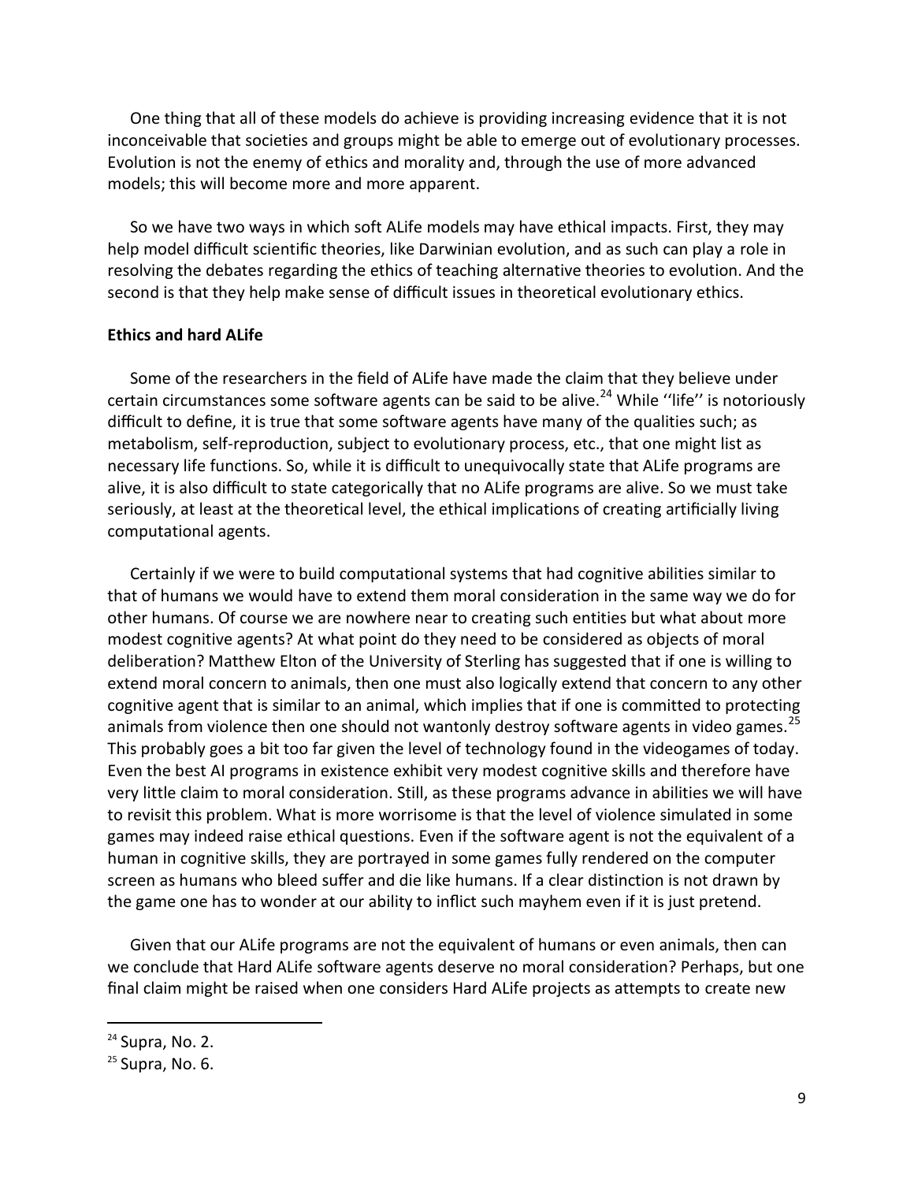One thing that all of these models do achieve is providing increasing evidence that it is not inconceivable that societies and groups might be able to emerge out of evolutionary processes. Evolution is not the enemy of ethics and morality and, through the use of more advanced models; this will become more and more apparent.

So we have two ways in which soft ALife models may have ethical impacts. First, they may help model difficult scientific theories, like Darwinian evolution, and as such can play a role in resolving the debates regarding the ethics of teaching alternative theories to evolution. And the second is that they help make sense of difficult issues in theoretical evolutionary ethics.

**Ethics and hard ALife**

Some of the researchers in the field of ALife have made the claim that they believe under certain circumstances some software agents can be said to be alive.[24] While ''life'' is notoriously difficult to define, it is true that some software agents have many of the qualities such; as metabolism, self-reproduction, subject to evolutionary process, etc., that one might list as necessary life functions. So, while it is difficult to unequivocally state that ALife programs are alive, it is also difficult to state categorically that no ALife programs are alive. So we must take seriously, at least at the theoretical level, the ethical implications of creating artificially living computational agents.

Certainly if we were to build computational systems that had cognitive abilities similar to that of humans we would have to extend them moral consideration in the same way we do for other humans. Of course we are nowhere near to creating such entities but what about more modest cognitive agents? At what point do they need to be considered as objects of moral deliberation? Matthew Elton of the University of Sterling has suggested that if one is willing to extend moral concern to animals, then one must also logically extend that concern to any other cognitive agent that is similar to an animal, which implies that if one is committed to protecting animals from violence then one should not wantonly destroy software agents in video games.[25] This probably goes a bit too far given the level of technology found in the videogames of today. Even the best AI programs in existence exhibit very modest cognitive skills and therefore have very little claim to moral consideration. Still, as these programs advance in abilities we will have to revisit this problem. What is more worrisome is that the level of violence simulated in some games may indeed raise ethical questions. Even if the software agent is not the equivalent of a human in cognitive skills, they are portrayed in some games fully rendered on the computer screen as humans who bleed suffer and die like humans. If a clear distinction is not drawn by the game one has to wonder at our ability to inflict such mayhem even if it is just pretend.

Given that our ALife programs are not the equivalent of humans or even animals, then can we conclude that Hard ALife software agents deserve no moral consideration? Perhaps, but one final claim might be raised when one considers Hard ALife projects as attempts to create new

---

[24] Supra, No. 2.

[25] Supra, No. 6.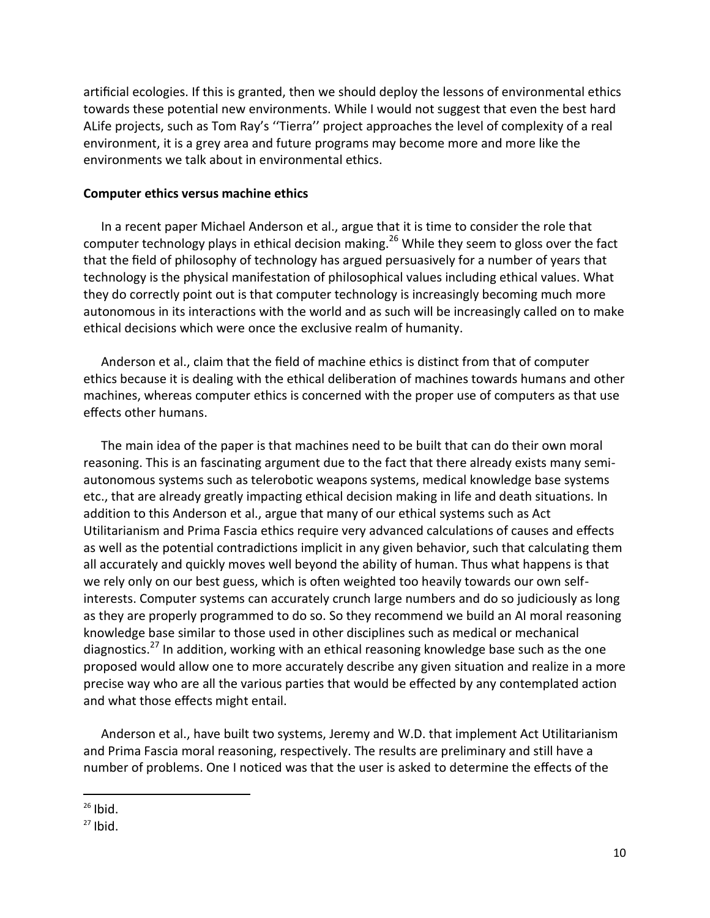artificial ecologies. If this is granted, then we should deploy the lessons of environmental ethics towards these potential new environments. While I would not suggest that even the best hard ALife projects, such as Tom Ray's ''Tierra'' project approaches the level of complexity of a real environment, it is a grey area and future programs may become more and more like the environments we talk about in environmental ethics.

**Computer ethics versus machine ethics**

In a recent paper Michael Anderson et al., argue that it is time to consider the role that computer technology plays in ethical decision making.[26] While they seem to gloss over the fact that the field of philosophy of technology has argued persuasively for a number of years that technology is the physical manifestation of philosophical values including ethical values. What they do correctly point out is that computer technology is increasingly becoming much more autonomous in its interactions with the world and as such will be increasingly called on to make ethical decisions which were once the exclusive realm of humanity.

Anderson et al., claim that the field of machine ethics is distinct from that of computer ethics because it is dealing with the ethical deliberation of machines towards humans and other machines, whereas computer ethics is concerned with the proper use of computers as that use effects other humans.

The main idea of the paper is that machines need to be built that can do their own moral reasoning. This is an fascinating argument due to the fact that there already exists many semi-autonomous systems such as telerobotic weapons systems, medical knowledge base systems etc., that are already greatly impacting ethical decision making in life and death situations. In addition to this Anderson et al., argue that many of our ethical systems such as Act Utilitarianism and Prima Fascia ethics require very advanced calculations of causes and effects as well as the potential contradictions implicit in any given behavior, such that calculating them all accurately and quickly moves well beyond the ability of human. Thus what happens is that we rely only on our best guess, which is often weighted too heavily towards our own self-interests. Computer systems can accurately crunch large numbers and do so judiciously as long as they are properly programmed to do so. So they recommend we build an AI moral reasoning knowledge base similar to those used in other disciplines such as medical or mechanical diagnostics.[27] In addition, working with an ethical reasoning knowledge base such as the one proposed would allow one to more accurately describe any given situation and realize in a more precise way who are all the various parties that would be effected by any contemplated action and what those effects might entail.

Anderson et al., have built two systems, Jeremy and W.D. that implement Act Utilitarianism and Prima Fascia moral reasoning, respectively. The results are preliminary and still have a number of problems. One I noticed was that the user is asked to determine the effects of the

[26] Ibid.

[27] Ibid.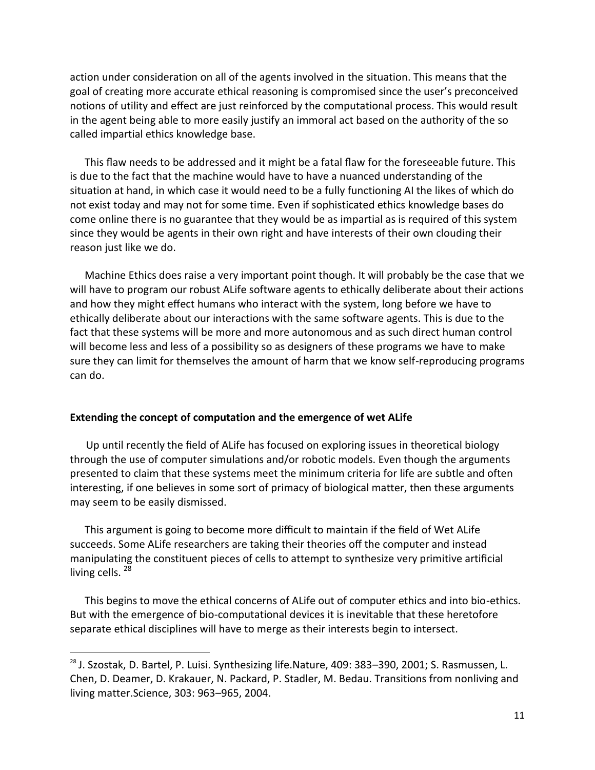action under consideration on all of the agents involved in the situation. This means that the goal of creating more accurate ethical reasoning is compromised since the user's preconceived notions of utility and effect are just reinforced by the computational process. This would result in the agent being able to more easily justify an immoral act based on the authority of the so called impartial ethics knowledge base.

This flaw needs to be addressed and it might be a fatal flaw for the foreseeable future. This is due to the fact that the machine would have to have a nuanced understanding of the situation at hand, in which case it would need to be a fully functioning AI the likes of which do not exist today and may not for some time. Even if sophisticated ethics knowledge bases do come online there is no guarantee that they would be as impartial as is required of this system since they would be agents in their own right and have interests of their own clouding their reason just like we do.

Machine Ethics does raise a very important point though. It will probably be the case that we will have to program our robust ALife software agents to ethically deliberate about their actions and how they might effect humans who interact with the system, long before we have to ethically deliberate about our interactions with the same software agents. This is due to the fact that these systems will be more and more autonomous and as such direct human control will become less and less of a possibility so as designers of these programs we have to make sure they can limit for themselves the amount of harm that we know self-reproducing programs can do.

**Extending the concept of computation and the emergence of wet ALife**

Up until recently the field of ALife has focused on exploring issues in theoretical biology through the use of computer simulations and/or robotic models. Even though the arguments presented to claim that these systems meet the minimum criteria for life are subtle and often interesting, if one believes in some sort of primacy of biological matter, then these arguments may seem to be easily dismissed.

This argument is going to become more difficult to maintain if the field of Wet ALife succeeds. Some ALife researchers are taking their theories off the computer and instead manipulating the constituent pieces of cells to attempt to synthesize very primitive artificial living cells. [28]

This begins to move the ethical concerns of ALife out of computer ethics and into bio-ethics. But with the emergence of bio-computational devices it is inevitable that these heretofore separate ethical disciplines will have to merge as their interests begin to intersect.

[28] J. Szostak, D. Bartel, P. Luisi. Synthesizing life.Nature, 409: 383–390, 2001; S. Rasmussen, L. Chen, D. Deamer, D. Krakauer, N. Packard, P. Stadler, M. Bedau. Transitions from nonliving and living matter.Science, 303: 963–965, 2004.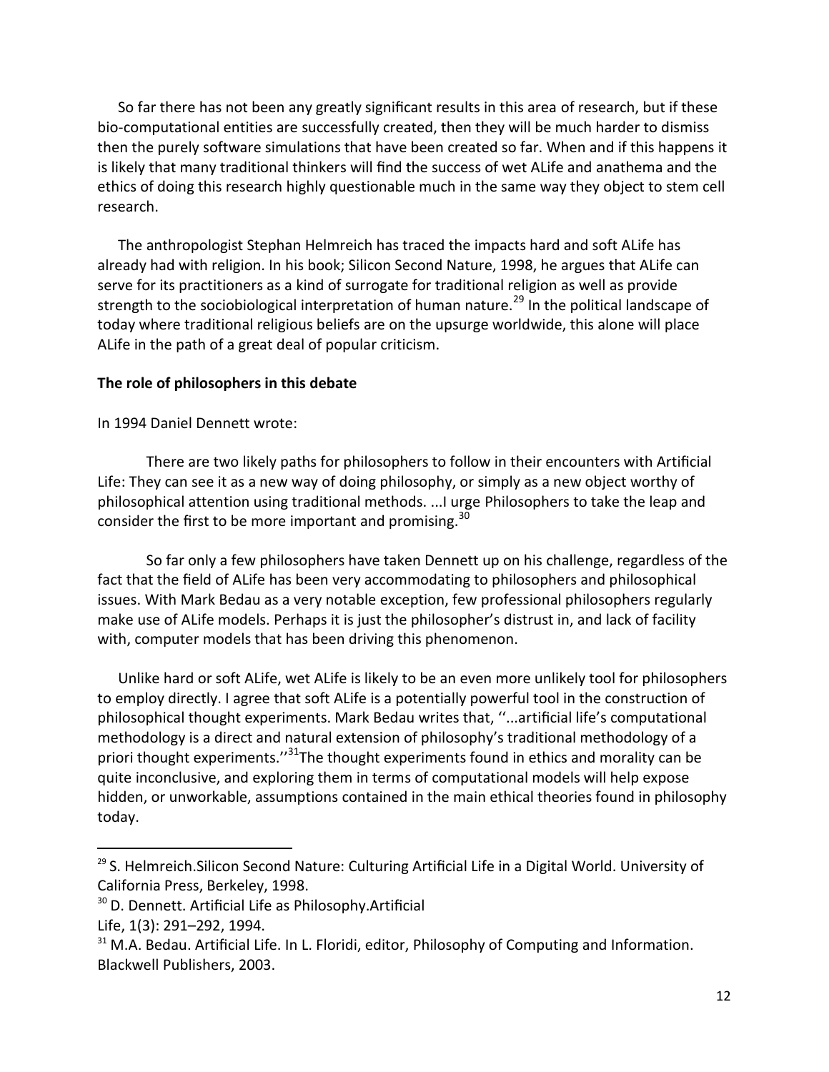So far there has not been any greatly significant results in this area of research, but if these bio-computational entities are successfully created, then they will be much harder to dismiss then the purely software simulations that have been created so far. When and if this happens it is likely that many traditional thinkers will find the success of wet ALife and anathema and the ethics of doing this research highly questionable much in the same way they object to stem cell research.

The anthropologist Stephan Helmreich has traced the impacts hard and soft ALife has already had with religion. In his book; Silicon Second Nature, 1998, he argues that ALife can serve for its practitioners as a kind of surrogate for traditional religion as well as provide strength to the sociobiological interpretation of human nature.[29] In the political landscape of today where traditional religious beliefs are on the upsurge worldwide, this alone will place ALife in the path of a great deal of popular criticism.

**The role of philosophers in this debate**

In 1994 Daniel Dennett wrote:

> There are two likely paths for philosophers to follow in their encounters with Artificial Life: They can see it as a new way of doing philosophy, or simply as a new object worthy of philosophical attention using traditional methods. ...I urge Philosophers to take the leap and consider the first to be more important and promising.[30]

So far only a few philosophers have taken Dennett up on his challenge, regardless of the fact that the field of ALife has been very accommodating to philosophers and philosophical issues. With Mark Bedau as a very notable exception, few professional philosophers regularly make use of ALife models. Perhaps it is just the philosopher's distrust in, and lack of facility with, computer models that has been driving this phenomenon.

Unlike hard or soft ALife, wet ALife is likely to be an even more unlikely tool for philosophers to employ directly. I agree that soft ALife is a potentially powerful tool in the construction of philosophical thought experiments. Mark Bedau writes that, ''...artificial life's computational methodology is a direct and natural extension of philosophy's traditional methodology of a priori thought experiments.''[31]The thought experiments found in ethics and morality can be quite inconclusive, and exploring them in terms of computational models will help expose hidden, or unworkable, assumptions contained in the main ethical theories found in philosophy today.

---

[29] S. Helmreich.Silicon Second Nature: Culturing Artificial Life in a Digital World. University of California Press, Berkeley, 1998.

[30] D. Dennett. Artificial Life as Philosophy.Artificial Life, 1(3): 291–292, 1994.

[31] M.A. Bedau. Artificial Life. In L. Floridi, editor, Philosophy of Computing and Information. Blackwell Publishers, 2003.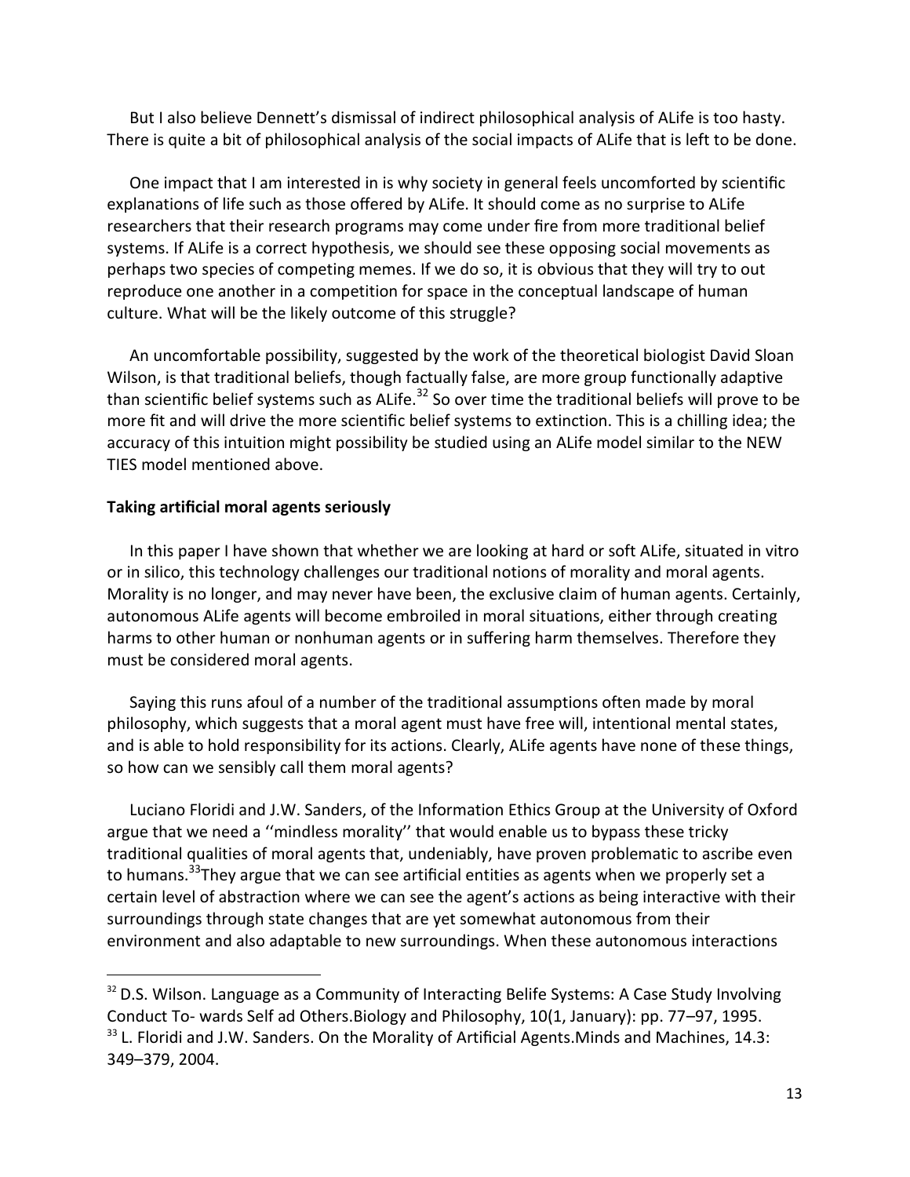But I also believe Dennett's dismissal of indirect philosophical analysis of ALife is too hasty. There is quite a bit of philosophical analysis of the social impacts of ALife that is left to be done.

One impact that I am interested in is why society in general feels uncomforted by scientific explanations of life such as those offered by ALife. It should come as no surprise to ALife researchers that their research programs may come under fire from more traditional belief systems. If ALife is a correct hypothesis, we should see these opposing social movements as perhaps two species of competing memes. If we do so, it is obvious that they will try to out reproduce one another in a competition for space in the conceptual landscape of human culture. What will be the likely outcome of this struggle?

An uncomfortable possibility, suggested by the work of the theoretical biologist David Sloan Wilson, is that traditional beliefs, though factually false, are more group functionally adaptive than scientific belief systems such as ALife.[32] So over time the traditional beliefs will prove to be more fit and will drive the more scientific belief systems to extinction. This is a chilling idea; the accuracy of this intuition might possibility be studied using an ALife model similar to the NEW TIES model mentioned above.

**Taking artificial moral agents seriously**

In this paper I have shown that whether we are looking at hard or soft ALife, situated in vitro or in silico, this technology challenges our traditional notions of morality and moral agents. Morality is no longer, and may never have been, the exclusive claim of human agents. Certainly, autonomous ALife agents will become embroiled in moral situations, either through creating harms to other human or nonhuman agents or in suffering harm themselves. Therefore they must be considered moral agents.

Saying this runs afoul of a number of the traditional assumptions often made by moral philosophy, which suggests that a moral agent must have free will, intentional mental states, and is able to hold responsibility for its actions. Clearly, ALife agents have none of these things, so how can we sensibly call them moral agents?

Luciano Floridi and J.W. Sanders, of the Information Ethics Group at the University of Oxford argue that we need a ''mindless morality'' that would enable us to bypass these tricky traditional qualities of moral agents that, undeniably, have proven problematic to ascribe even to humans.[33]They argue that we can see artificial entities as agents when we properly set a certain level of abstraction where we can see the agent's actions as being interactive with their surroundings through state changes that are yet somewhat autonomous from their environment and also adaptable to new surroundings. When these autonomous interactions

---

[32] D.S. Wilson. Language as a Community of Interacting Belife Systems: A Case Study Involving Conduct To- wards Self ad Others.Biology and Philosophy, 10(1, January): pp. 77–97, 1995.

[33] L. Floridi and J.W. Sanders. On the Morality of Artificial Agents.Minds and Machines, 14.3: 349–379, 2004.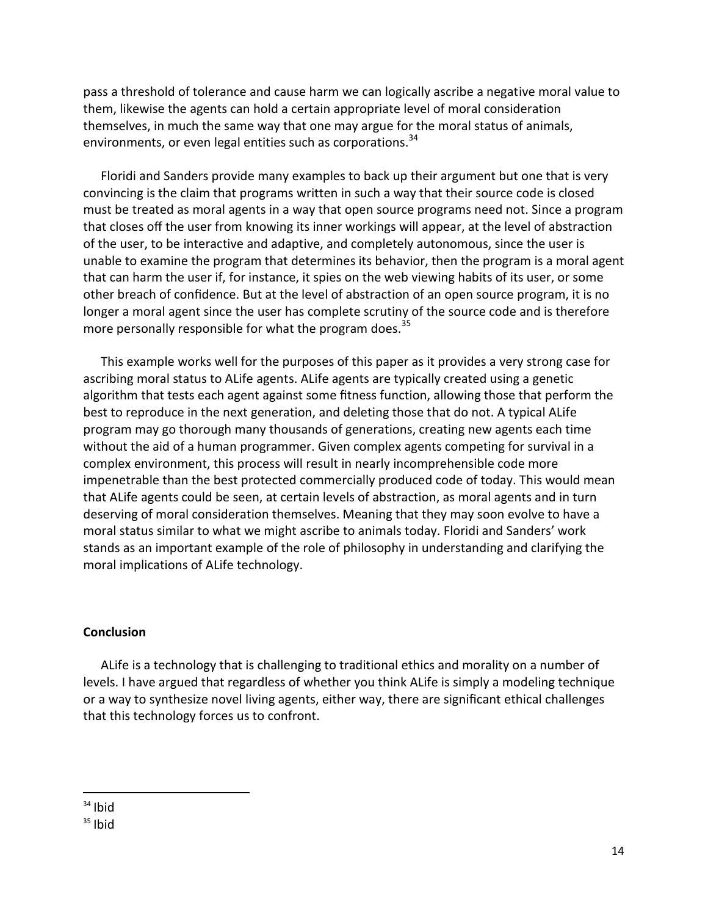pass a threshold of tolerance and cause harm we can logically ascribe a negative moral value to them, likewise the agents can hold a certain appropriate level of moral consideration themselves, in much the same way that one may argue for the moral status of animals, environments, or even legal entities such as corporations.[34]

Floridi and Sanders provide many examples to back up their argument but one that is very convincing is the claim that programs written in such a way that their source code is closed must be treated as moral agents in a way that open source programs need not. Since a program that closes off the user from knowing its inner workings will appear, at the level of abstraction of the user, to be interactive and adaptive, and completely autonomous, since the user is unable to examine the program that determines its behavior, then the program is a moral agent that can harm the user if, for instance, it spies on the web viewing habits of its user, or some other breach of confidence. But at the level of abstraction of an open source program, it is no longer a moral agent since the user has complete scrutiny of the source code and is therefore more personally responsible for what the program does.[35]

This example works well for the purposes of this paper as it provides a very strong case for ascribing moral status to ALife agents. ALife agents are typically created using a genetic algorithm that tests each agent against some fitness function, allowing those that perform the best to reproduce in the next generation, and deleting those that do not. A typical ALife program may go thorough many thousands of generations, creating new agents each time without the aid of a human programmer. Given complex agents competing for survival in a complex environment, this process will result in nearly incomprehensible code more impenetrable than the best protected commercially produced code of today. This would mean that ALife agents could be seen, at certain levels of abstraction, as moral agents and in turn deserving of moral consideration themselves. Meaning that they may soon evolve to have a moral status similar to what we might ascribe to animals today. Floridi and Sanders' work stands as an important example of the role of philosophy in understanding and clarifying the moral implications of ALife technology.

## Conclusion

ALife is a technology that is challenging to traditional ethics and morality on a number of levels. I have argued that regardless of whether you think ALife is simply a modeling technique or a way to synthesize novel living agents, either way, there are significant ethical challenges that this technology forces us to confront.

---

[34] Ibid

[35] Ibid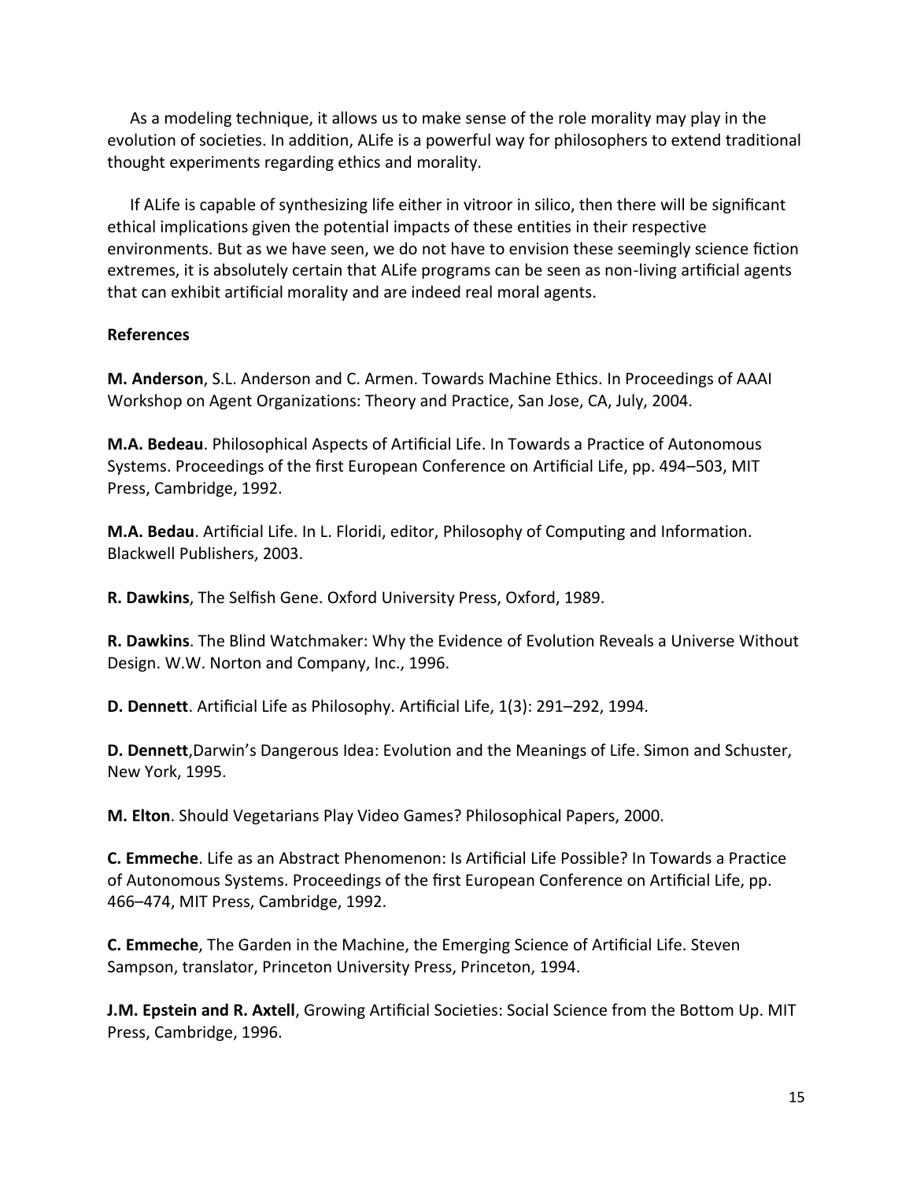As a modeling technique, it allows us to make sense of the role morality may play in the evolution of societies. In addition, ALife is a powerful way for philosophers to extend traditional thought experiments regarding ethics and morality.

If ALife is capable of synthesizing life either in vitroor in silico, then there will be significant ethical implications given the potential impacts of these entities in their respective environments. But as we have seen, we do not have to envision these seemingly science fiction extremes, it is absolutely certain that ALife programs can be seen as non-living artificial agents that can exhibit artificial morality and are indeed real moral agents.

**References**

**M. Anderson**, S.L. Anderson and C. Armen. Towards Machine Ethics. In Proceedings of AAAI Workshop on Agent Organizations: Theory and Practice, San Jose, CA, July, 2004.

**M.A. Bedeau**. Philosophical Aspects of Artificial Life. In Towards a Practice of Autonomous Systems. Proceedings of the first European Conference on Artificial Life, pp. 494–503, MIT Press, Cambridge, 1992.

**M.A. Bedau**. Artificial Life. In L. Floridi, editor, Philosophy of Computing and Information. Blackwell Publishers, 2003.

**R. Dawkins**, The Selfish Gene. Oxford University Press, Oxford, 1989.

**R. Dawkins**. The Blind Watchmaker: Why the Evidence of Evolution Reveals a Universe Without Design. W.W. Norton and Company, Inc., 1996.

**D. Dennett**. Artificial Life as Philosophy. Artificial Life, 1(3): 291–292, 1994.

**D. Dennett**,Darwin's Dangerous Idea: Evolution and the Meanings of Life. Simon and Schuster, New York, 1995.

**M. Elton**. Should Vegetarians Play Video Games? Philosophical Papers, 2000.

**C. Emmeche**. Life as an Abstract Phenomenon: Is Artificial Life Possible? In Towards a Practice of Autonomous Systems. Proceedings of the first European Conference on Artificial Life, pp. 466–474, MIT Press, Cambridge, 1992.

**C. Emmeche**, The Garden in the Machine, the Emerging Science of Artificial Life. Steven Sampson, translator, Princeton University Press, Princeton, 1994.

**J.M. Epstein and R. Axtell**, Growing Artificial Societies: Social Science from the Bottom Up. MIT Press, Cambridge, 1996.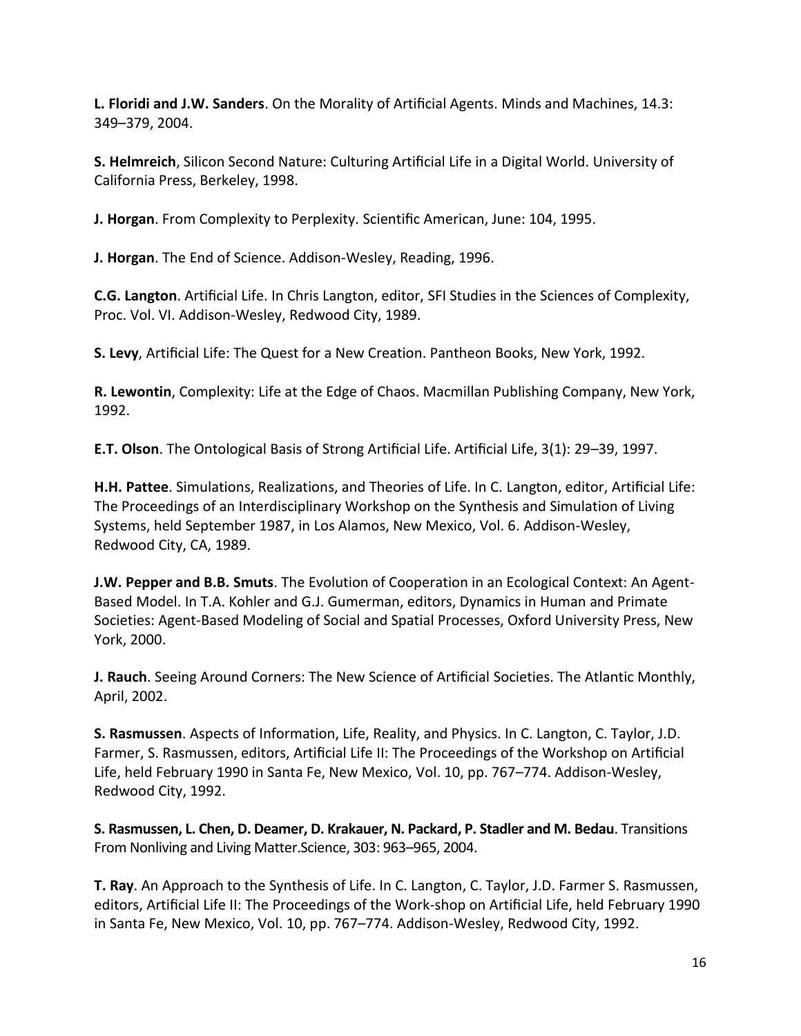**L. Floridi and J.W. Sanders**. On the Morality of Artificial Agents. Minds and Machines, 14.3: 349–379, 2004.

**S. Helmreich**, Silicon Second Nature: Culturing Artificial Life in a Digital World. University of California Press, Berkeley, 1998.

**J. Horgan**. From Complexity to Perplexity. Scientific American, June: 104, 1995.

**J. Horgan**. The End of Science. Addison-Wesley, Reading, 1996.

**C.G. Langton**. Artificial Life. In Chris Langton, editor, SFI Studies in the Sciences of Complexity, Proc. Vol. VI. Addison-Wesley, Redwood City, 1989.

**S. Levy**, Artificial Life: The Quest for a New Creation. Pantheon Books, New York, 1992.

**R. Lewontin**, Complexity: Life at the Edge of Chaos. Macmillan Publishing Company, New York, 1992.

**E.T. Olson**. The Ontological Basis of Strong Artificial Life. Artificial Life, 3(1): 29–39, 1997.

**H.H. Pattee**. Simulations, Realizations, and Theories of Life. In C. Langton, editor, Artificial Life: The Proceedings of an Interdisciplinary Workshop on the Synthesis and Simulation of Living Systems, held September 1987, in Los Alamos, New Mexico, Vol. 6. Addison-Wesley, Redwood City, CA, 1989.

**J.W. Pepper and B.B. Smuts**. The Evolution of Cooperation in an Ecological Context: An Agent-Based Model. In T.A. Kohler and G.J. Gumerman, editors, Dynamics in Human and Primate Societies: Agent-Based Modeling of Social and Spatial Processes, Oxford University Press, New York, 2000.

**J. Rauch**. Seeing Around Corners: The New Science of Artificial Societies. The Atlantic Monthly, April, 2002.

**S. Rasmussen**. Aspects of Information, Life, Reality, and Physics. In C. Langton, C. Taylor, J.D. Farmer, S. Rasmussen, editors, Artificial Life II: The Proceedings of the Workshop on Artificial Life, held February 1990 in Santa Fe, New Mexico, Vol. 10, pp. 767–774. Addison-Wesley, Redwood City, 1992.

**S. Rasmussen, L. Chen, D. Deamer, D. Krakauer, N. Packard, P. Stadler and M. Bedau**. Transitions From Nonliving and Living Matter.Science, 303: 963–965, 2004.

**T. Ray**. An Approach to the Synthesis of Life. In C. Langton, C. Taylor, J.D. Farmer S. Rasmussen, editors, Artificial Life II: The Proceedings of the Work-shop on Artificial Life, held February 1990 in Santa Fe, New Mexico, Vol. 10, pp. 767–774. Addison-Wesley, Redwood City, 1992.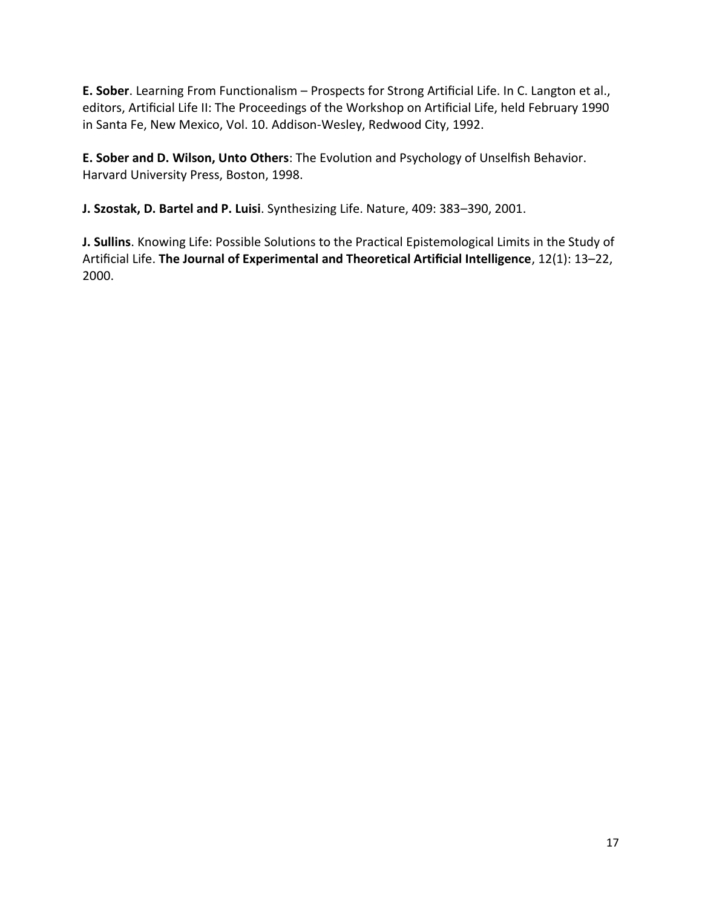**E. Sober**. Learning From Functionalism – Prospects for Strong Artificial Life. In C. Langton et al., editors, Artificial Life II: The Proceedings of the Workshop on Artificial Life, held February 1990 in Santa Fe, New Mexico, Vol. 10. Addison-Wesley, Redwood City, 1992.

**E. Sober and D. Wilson, Unto Others**: The Evolution and Psychology of Unselfish Behavior. Harvard University Press, Boston, 1998.

**J. Szostak, D. Bartel and P. Luisi**. Synthesizing Life. Nature, 409: 383–390, 2001.

**J. Sullins**. Knowing Life: Possible Solutions to the Practical Epistemological Limits in the Study of Artificial Life. **The Journal of Experimental and Theoretical Artificial Intelligence**, 12(1): 13–22, 2000.